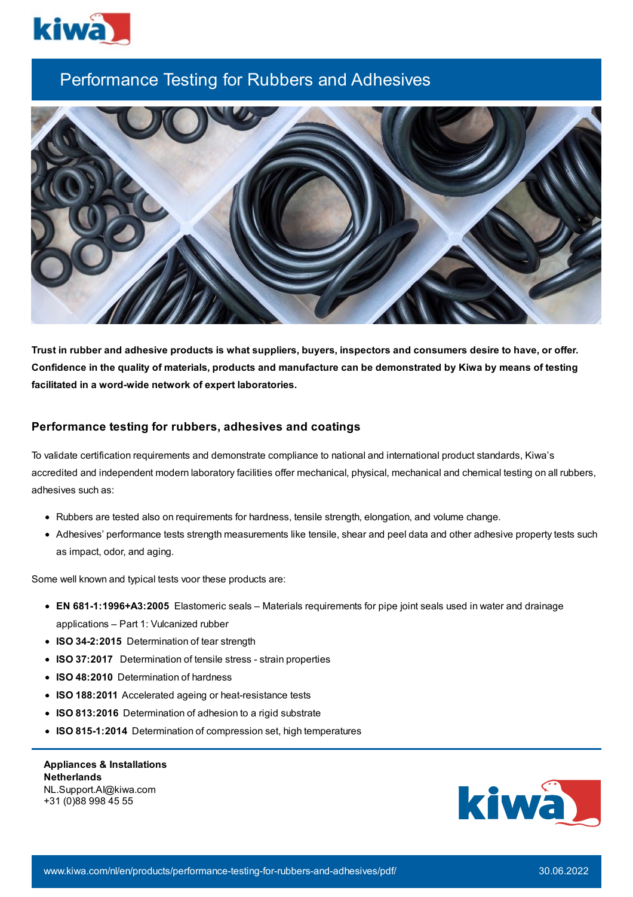# Performance Testing for Rubbers and Adhesives

**Trust in rubber and adhesive products is what suppliers, buyers, inspectors and consumers desire to have, or offer. Confidence in the quality of materials, products and manufacture can be demonstrated by Kiwa by means of testing facilitated in a word-wide network of expert laboratories.**

## Performance testing for rubbers, adhesives and coatings

To validate certification requirements and demonstrate compliance to national and international product standards, Kiwa's accredited and independent modern laboratory facilities offer mechanical, physical, mechanical and chemical testing on all rubbers, adhesives such as:

- Rubbers are tested also on requirements for hardness, tensile strength, elongation, and volume change.
- Adhesives' performance tests strength measurements like tensile, shear and peel data and other adhesive property tests such as impact, odor, and aging.

Some well known and typical tests voor these products are:

- **EN 681-1:1996+A3:2005** Elastomeric seals – Materials requirements for pipe joint seals used in water and drainage applications – Part 1: Vulcanized rubber
- **ISO 34-2:2015** Determination of tear strength
- **ISO 37:2017** Determination of tensile stress - strain properties
- **ISO 48:2010** Determination of hardness
- **ISO 188:2011** Accelerated ageing or heat-resistance tests
- **ISO 813:2016** Determination of adhesion to a rigid substrate
- **ISO 815-1:2014** Determination of compression set, high temperatures

**Appliances & Installations**
**Netherlands**
NL.Support.AI@kiwa.com
+31 (0)88 998 45 55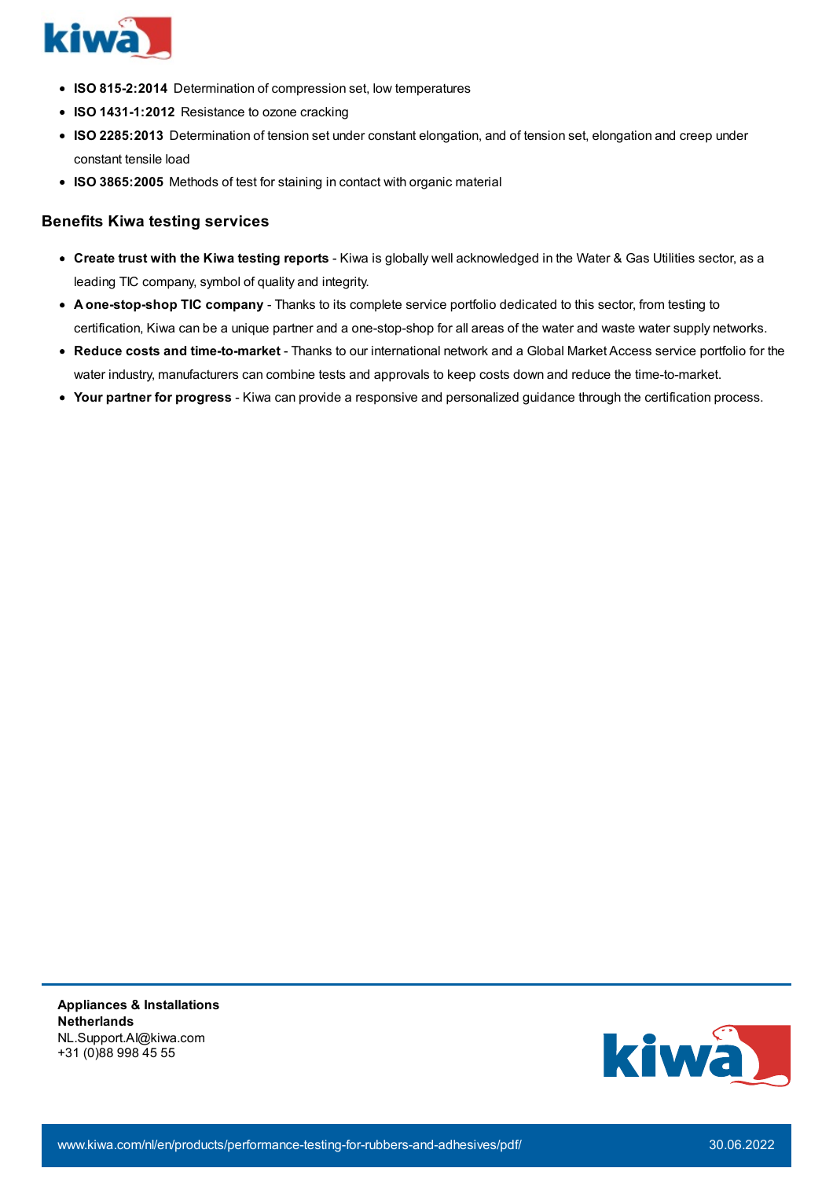- **ISO 815-2:2014** Determination of compression set, low temperatures
- **ISO 1431-1:2012** Resistance to ozone cracking
- **ISO 2285:2013** Determination of tension set under constant elongation, and of tension set, elongation and creep under constant tensile load
- **ISO 3865:2005** Methods of test for staining in contact with organic material

### Benefits Kiwa testing services

- **Create trust with the Kiwa testing reports** - Kiwa is globally well acknowledged in the Water & Gas Utilities sector, as a leading TIC company, symbol of quality and integrity.
- **A one-stop-shop TIC company** - Thanks to its complete service portfolio dedicated to this sector, from testing to certification, Kiwa can be a unique partner and a one-stop-shop for all areas of the water and waste water supply networks.
- **Reduce costs and time-to-market** - Thanks to our international network and a Global Market Access service portfolio for the water industry, manufacturers can combine tests and approvals to keep costs down and reduce the time-to-market.
- **Your partner for progress** - Kiwa can provide a responsive and personalized guidance through the certification process.

**Appliances & Installations**
**Netherlands**
NL.Support.AI@kiwa.com
+31 (0)88 998 45 55